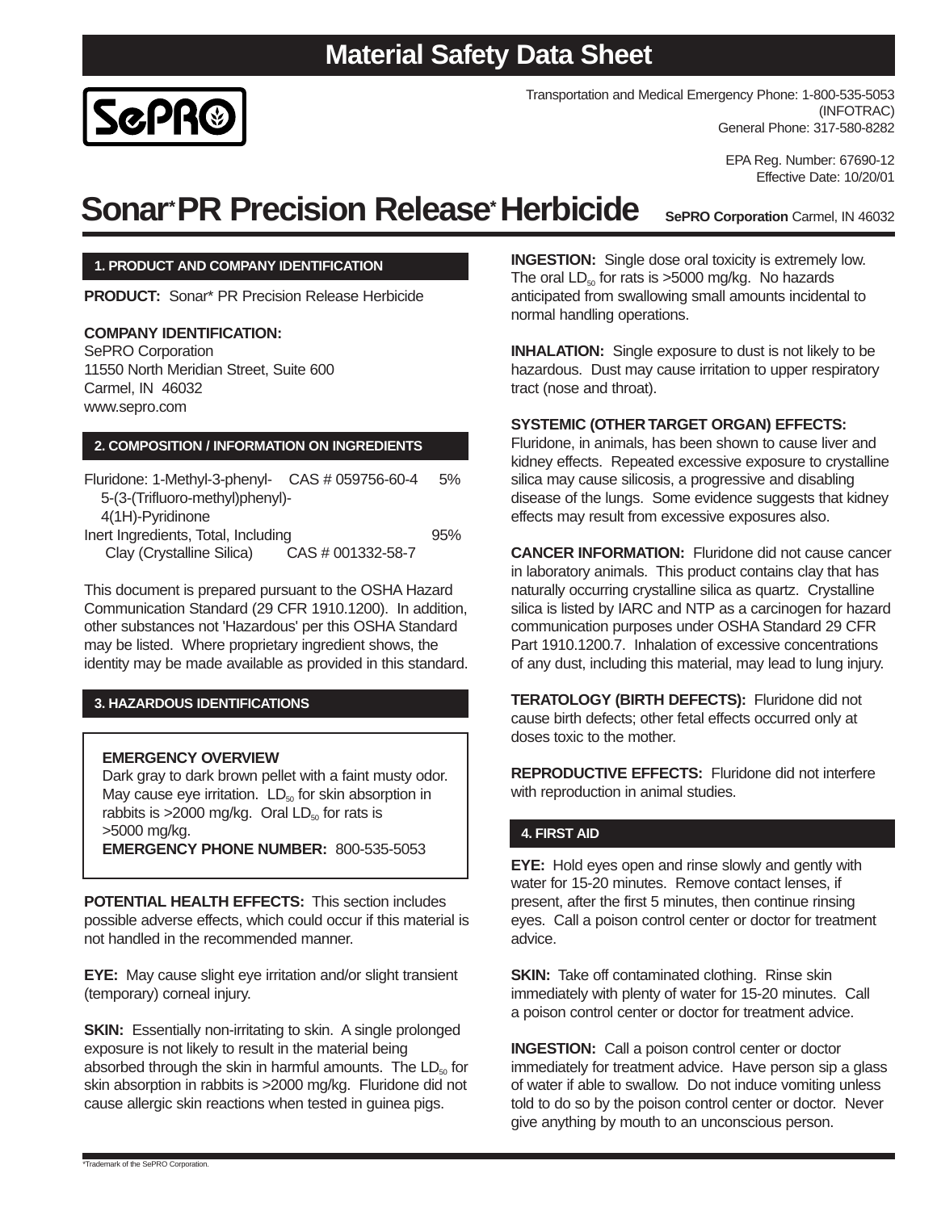# Material Safety Data Sheet

SePRO

Transportation and Medical Emergency Phone: 1-800-535-5053 (INFOTRAC)
General Phone: 317-580-8282

EPA Reg. Number: 67690-12
Effective Date: 10/20/01

# Sonar* PR Precision Release* Herbicide

**SePRO Corporation** Carmel, IN 46032

## 1. PRODUCT AND COMPANY IDENTIFICATION

**PRODUCT:** Sonar* PR Precision Release Herbicide

**COMPANY IDENTIFICATION:**
SePRO Corporation
11550 North Meridian Street, Suite 600
Carmel, IN 46032
www.sepro.com

## 2. COMPOSITION / INFORMATION ON INGREDIENTS

| Ingredient | CAS # | % |
|---|---|---|
| Fluridone: 1-Methyl-3-phenyl-5-(3-(Trifluoro-methyl)phenyl)-4(1H)-Pyridinone | CAS # 059756-60-4 | 5% |
| Inert Ingredients, Total, Including | | 95% |
| Clay (Crystalline Silica) | CAS # 001332-58-7 | |

This document is prepared pursuant to the OSHA Hazard Communication Standard (29 CFR 1910.1200). In addition, other substances not 'Hazardous' per this OSHA Standard may be listed. Where proprietary ingredient shows, the identity may be made available as provided in this standard.

## 3. HAZARDOUS IDENTIFICATIONS

**EMERGENCY OVERVIEW**
Dark gray to dark brown pellet with a faint musty odor. May cause eye irritation. $LD_{50}$ for skin absorption in rabbits is >2000 mg/kg. Oral $LD_{50}$ for rats is >5000 mg/kg.
**EMERGENCY PHONE NUMBER:** 800-535-5053

**POTENTIAL HEALTH EFFECTS:** This section includes possible adverse effects, which could occur if this material is not handled in the recommended manner.

**EYE:** May cause slight eye irritation and/or slight transient (temporary) corneal injury.

**SKIN:** Essentially non-irritating to skin. A single prolonged exposure is not likely to result in the material being absorbed through the skin in harmful amounts. The $LD_{50}$ for skin absorption in rabbits is >2000 mg/kg. Fluridone did not cause allergic skin reactions when tested in guinea pigs.

**INGESTION:** Single dose oral toxicity is extremely low. The oral $LD_{50}$ for rats is >5000 mg/kg. No hazards anticipated from swallowing small amounts incidental to normal handling operations.

**INHALATION:** Single exposure to dust is not likely to be hazardous. Dust may cause irritation to upper respiratory tract (nose and throat).

**SYSTEMIC (OTHER TARGET ORGAN) EFFECTS:** Fluridone, in animals, has been shown to cause liver and kidney effects. Repeated excessive exposure to crystalline silica may cause silicosis, a progressive and disabling disease of the lungs. Some evidence suggests that kidney effects may result from excessive exposures also.

**CANCER INFORMATION:** Fluridone did not cause cancer in laboratory animals. This product contains clay that has naturally occurring crystalline silica as quartz. Crystalline silica is listed by IARC and NTP as a carcinogen for hazard communication purposes under OSHA Standard 29 CFR Part 1910.1200.7. Inhalation of excessive concentrations of any dust, including this material, may lead to lung injury.

**TERATOLOGY (BIRTH DEFECTS):** Fluridone did not cause birth defects; other fetal effects occurred only at doses toxic to the mother.

**REPRODUCTIVE EFFECTS:** Fluridone did not interfere with reproduction in animal studies.

## 4. FIRST AID

**EYE:** Hold eyes open and rinse slowly and gently with water for 15-20 minutes. Remove contact lenses, if present, after the first 5 minutes, then continue rinsing eyes. Call a poison control center or doctor for treatment advice.

**SKIN:** Take off contaminated clothing. Rinse skin immediately with plenty of water for 15-20 minutes. Call a poison control center or doctor for treatment advice.

**INGESTION:** Call a poison control center or doctor immediately for treatment advice. Have person sip a glass of water if able to swallow. Do not induce vomiting unless told to do so by the poison control center or doctor. Never give anything by mouth to an unconscious person.

*Trademark of the SePRO Corporation.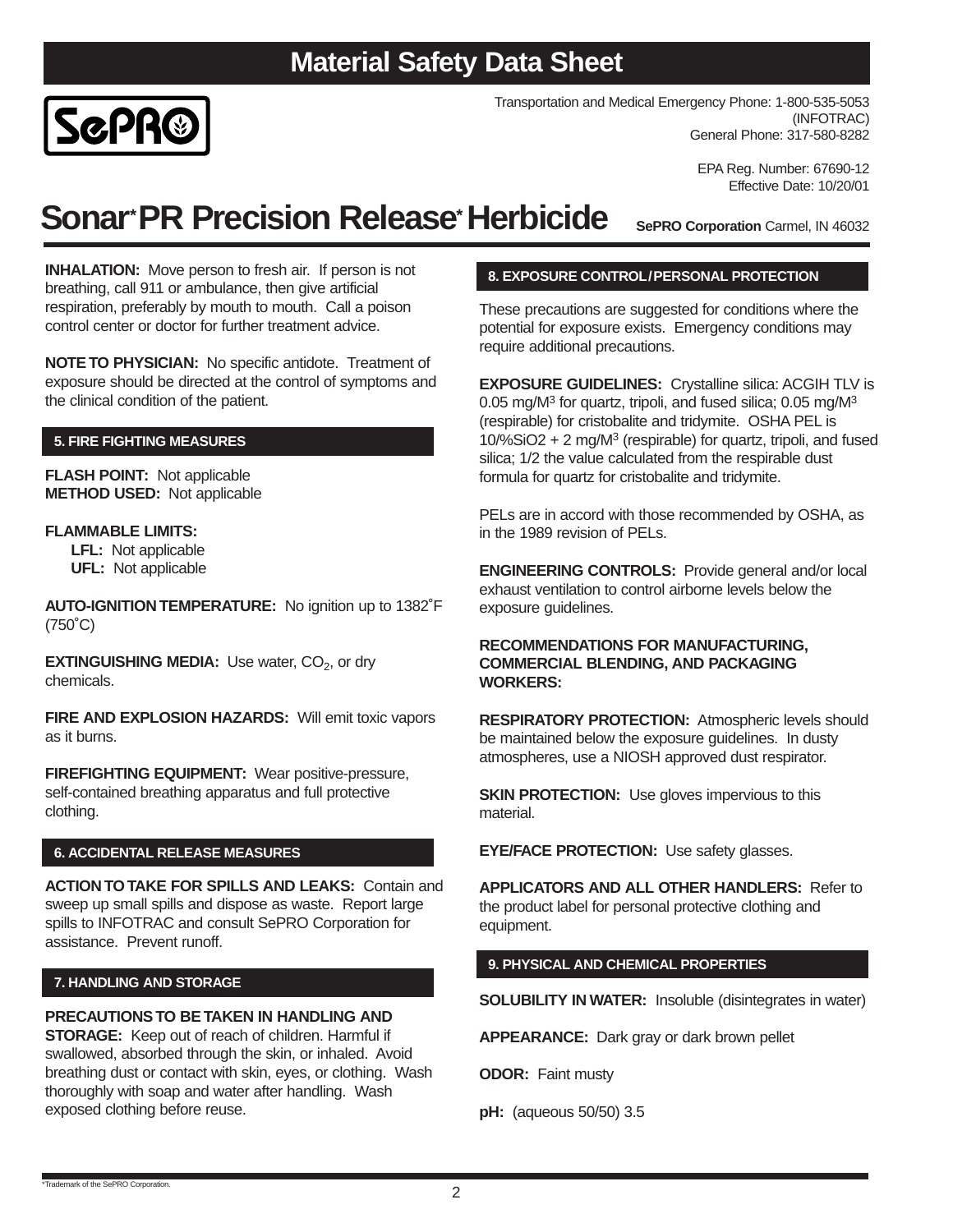# Material Safety Data Sheet

Transportation and Medical Emergency Phone: 1-800-535-5053 (INFOTRAC)
General Phone: 317-580-8282

EPA Reg. Number: 67690-12
Effective Date: 10/20/01

# Sonar* PR Precision Release* Herbicide

**SePRO Corporation** Carmel, IN 46032

**INHALATION:** Move person to fresh air. If person is not breathing, call 911 or ambulance, then give artificial respiration, preferably by mouth to mouth. Call a poison control center or doctor for further treatment advice.

**NOTE TO PHYSICIAN:** No specific antidote. Treatment of exposure should be directed at the control of symptoms and the clinical condition of the patient.

## 5. FIRE FIGHTING MEASURES

**FLASH POINT:** Not applicable
**METHOD USED:** Not applicable

**FLAMMABLE LIMITS:**
**LFL:** Not applicable
**UFL:** Not applicable

**AUTO-IGNITION TEMPERATURE:** No ignition up to 1382˚F (750˚C)

**EXTINGUISHING MEDIA:** Use water, $CO_2$, or dry chemicals.

**FIRE AND EXPLOSION HAZARDS:** Will emit toxic vapors as it burns.

**FIREFIGHTING EQUIPMENT:** Wear positive-pressure, self-contained breathing apparatus and full protective clothing.

## 6. ACCIDENTAL RELEASE MEASURES

**ACTION TO TAKE FOR SPILLS AND LEAKS:** Contain and sweep up small spills and dispose as waste. Report large spills to INFOTRAC and consult SePRO Corporation for assistance. Prevent runoff.

## 7. HANDLING AND STORAGE

**PRECAUTIONS TO BE TAKEN IN HANDLING AND STORAGE:** Keep out of reach of children. Harmful if swallowed, absorbed through the skin, or inhaled. Avoid breathing dust or contact with skin, eyes, or clothing. Wash thoroughly with soap and water after handling. Wash exposed clothing before reuse.

## 8. EXPOSURE CONTROL/PERSONAL PROTECTION

These precautions are suggested for conditions where the potential for exposure exists. Emergency conditions may require additional precautions.

**EXPOSURE GUIDELINES:** Crystalline silica: ACGIH TLV is 0.05 mg/M$^3$ for quartz, tripoli, and fused silica; 0.05 mg/M$^3$ (respirable) for cristobalite and tridymite. OSHA PEL is 10/%$SiO_2$ + 2 mg/M$^3$ (respirable) for quartz, tripoli, and fused silica; 1/2 the value calculated from the respirable dust formula for quartz for cristobalite and tridymite.

PELs are in accord with those recommended by OSHA, as in the 1989 revision of PELs.

**ENGINEERING CONTROLS:** Provide general and/or local exhaust ventilation to control airborne levels below the exposure guidelines.

**RECOMMENDATIONS FOR MANUFACTURING, COMMERCIAL BLENDING, AND PACKAGING WORKERS:**

**RESPIRATORY PROTECTION:** Atmospheric levels should be maintained below the exposure guidelines. In dusty atmospheres, use a NIOSH approved dust respirator.

**SKIN PROTECTION:** Use gloves impervious to this material.

**EYE/FACE PROTECTION:** Use safety glasses.

**APPLICATORS AND ALL OTHER HANDLERS:** Refer to the product label for personal protective clothing and equipment.

## 9. PHYSICAL AND CHEMICAL PROPERTIES

**SOLUBILITY IN WATER:** Insoluble (disintegrates in water)

**APPEARANCE:** Dark gray or dark brown pellet

**ODOR:** Faint musty

**pH:** (aqueous 50/50) 3.5

*Trademark of the SePRO Corporation.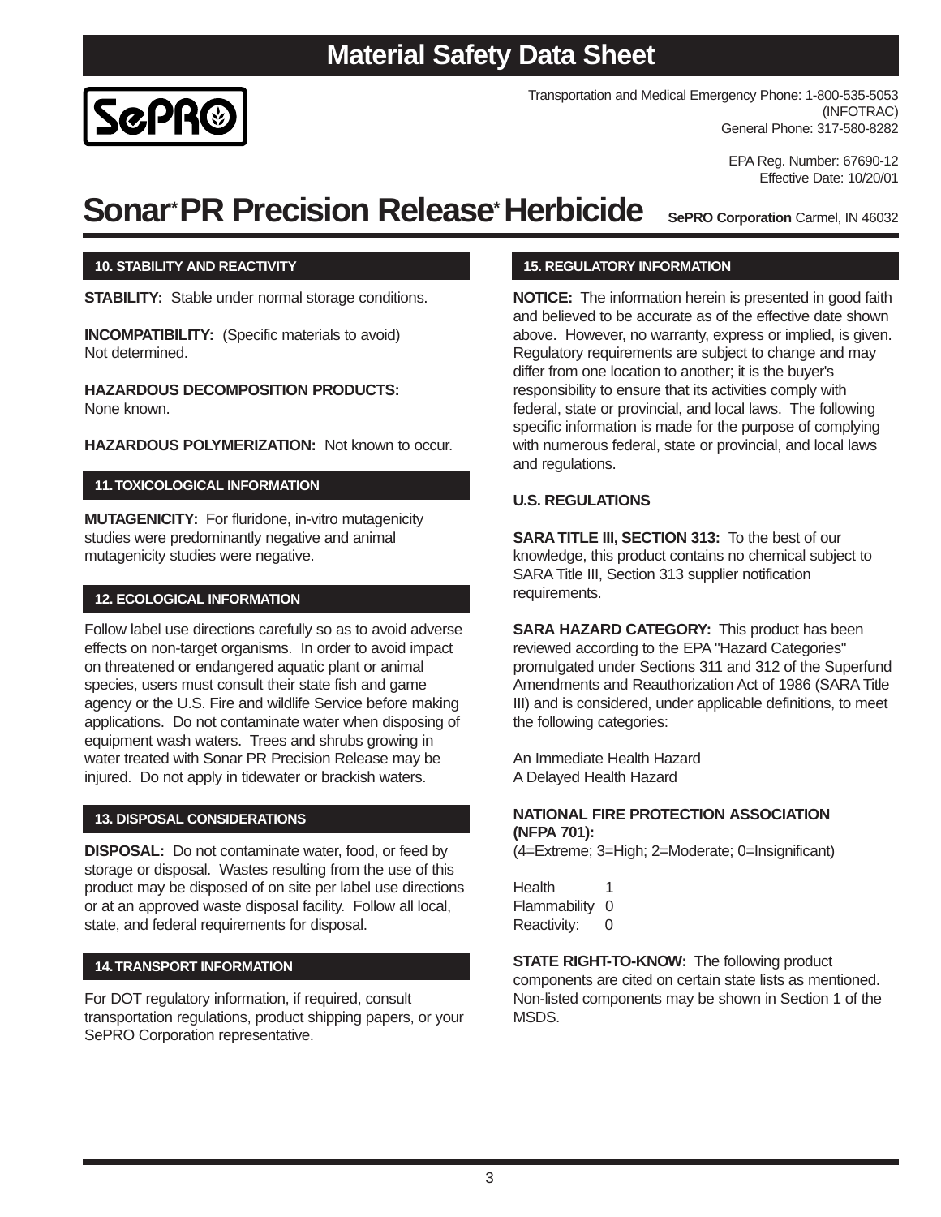# Material Safety Data Sheet

Transportation and Medical Emergency Phone: 1-800-535-5053 (INFOTRAC)
General Phone: 317-580-8282

EPA Reg. Number: 67690-12
Effective Date: 10/20/01

# Sonar* PR Precision Release* Herbicide

**SePRO Corporation** Carmel, IN 46032

## 10. STABILITY AND REACTIVITY

**STABILITY:** Stable under normal storage conditions.

**INCOMPATIBILITY:** (Specific materials to avoid)
Not determined.

**HAZARDOUS DECOMPOSITION PRODUCTS:**
None known.

**HAZARDOUS POLYMERIZATION:** Not known to occur.

## 11. TOXICOLOGICAL INFORMATION

**MUTAGENICITY:** For fluridone, in-vitro mutagenicity studies were predominantly negative and animal mutagenicity studies were negative.

## 12. ECOLOGICAL INFORMATION

Follow label use directions carefully so as to avoid adverse effects on non-target organisms. In order to avoid impact on threatened or endangered aquatic plant or animal species, users must consult their state fish and game agency or the U.S. Fire and wildlife Service before making applications. Do not contaminate water when disposing of equipment wash waters. Trees and shrubs growing in water treated with Sonar PR Precision Release may be injured. Do not apply in tidewater or brackish waters.

## 13. DISPOSAL CONSIDERATIONS

**DISPOSAL:** Do not contaminate water, food, or feed by storage or disposal. Wastes resulting from the use of this product may be disposed of on site per label use directions or at an approved waste disposal facility. Follow all local, state, and federal requirements for disposal.

## 14. TRANSPORT INFORMATION

For DOT regulatory information, if required, consult transportation regulations, product shipping papers, or your SePRO Corporation representative.

## 15. REGULATORY INFORMATION

**NOTICE:** The information herein is presented in good faith and believed to be accurate as of the effective date shown above. However, no warranty, express or implied, is given. Regulatory requirements are subject to change and may differ from one location to another; it is the buyer's responsibility to ensure that its activities comply with federal, state or provincial, and local laws. The following specific information is made for the purpose of complying with numerous federal, state or provincial, and local laws and regulations.

**U.S. REGULATIONS**

**SARA TITLE III, SECTION 313:** To the best of our knowledge, this product contains no chemical subject to SARA Title III, Section 313 supplier notification requirements.

**SARA HAZARD CATEGORY:** This product has been reviewed according to the EPA "Hazard Categories" promulgated under Sections 311 and 312 of the Superfund Amendments and Reauthorization Act of 1986 (SARA Title III) and is considered, under applicable definitions, to meet the following categories:

An Immediate Health Hazard
A Delayed Health Hazard

**NATIONAL FIRE PROTECTION ASSOCIATION (NFPA 701):**
(4=Extreme; 3=High; 2=Moderate; 0=Insignificant)

| | |
|---|---|
| Health | 1 |
| Flammability | 0 |
| Reactivity: | 0 |

**STATE RIGHT-TO-KNOW:** The following product components are cited on certain state lists as mentioned. Non-listed components may be shown in Section 1 of the MSDS.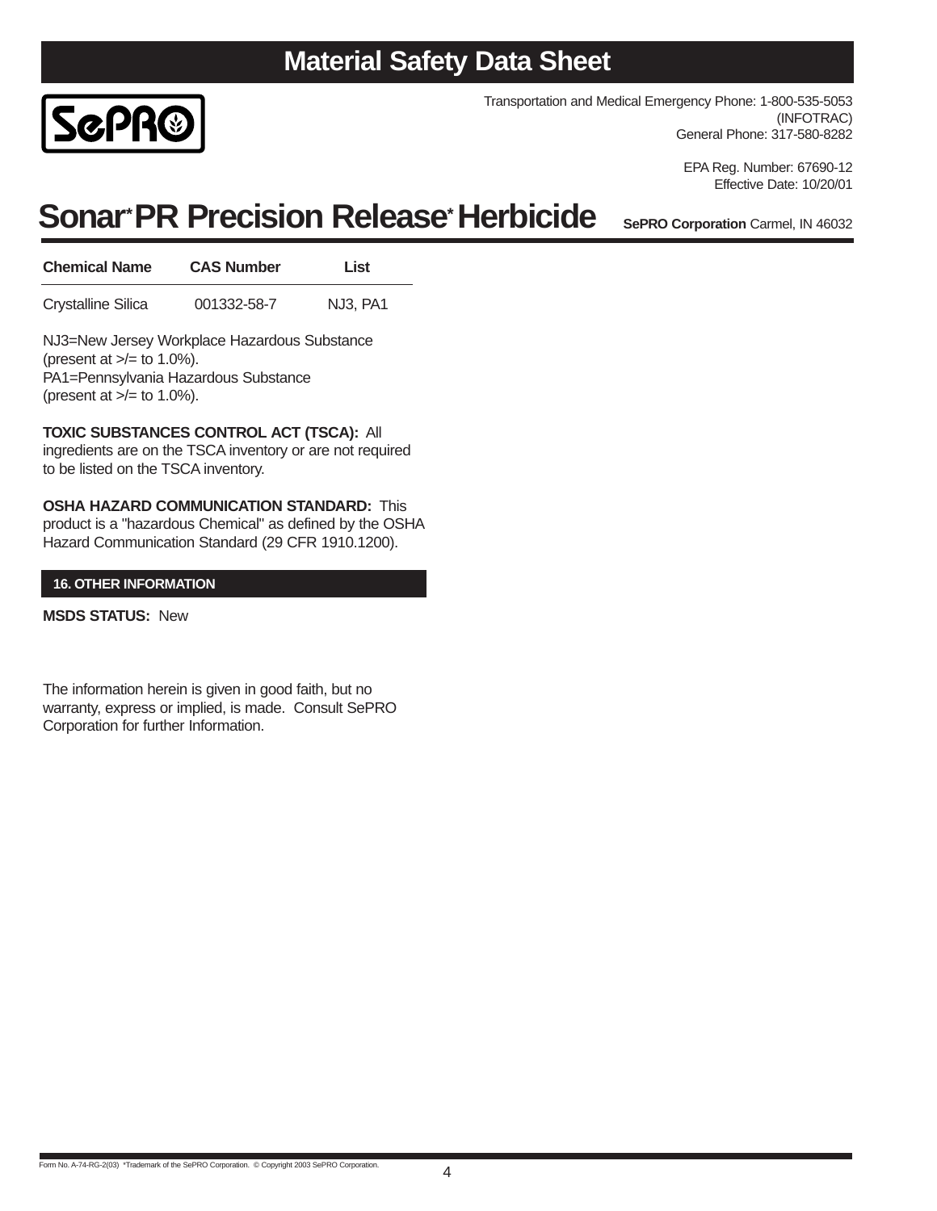# Material Safety Data Sheet

SePRO

Transportation and Medical Emergency Phone: 1-800-535-5053 (INFOTRAC)
General Phone: 317-580-8282

EPA Reg. Number: 67690-12
Effective Date: 10/20/01

## Sonar* PR Precision Release* Herbicide

**SePRO Corporation** Carmel, IN 46032

| Chemical Name | CAS Number | List |
| --- | --- | --- |
| Crystalline Silica | 001332-58-7 | NJ3, PA1 |

NJ3=New Jersey Workplace Hazardous Substance (present at >/= to 1.0%).
PA1=Pennsylvania Hazardous Substance (present at >/= to 1.0%).

**TOXIC SUBSTANCES CONTROL ACT (TSCA):** All ingredients are on the TSCA inventory or are not required to be listed on the TSCA inventory.

**OSHA HAZARD COMMUNICATION STANDARD:** This product is a "hazardous Chemical" as defined by the OSHA Hazard Communication Standard (29 CFR 1910.1200).

### 16. OTHER INFORMATION

**MSDS STATUS:** New

The information herein is given in good faith, but no warranty, express or implied, is made. Consult SePRO Corporation for further Information.

Form No. A-74-RG-2(03) *Trademark of the SePRO Corporation. © Copyright 2003 SePRO Corporation.